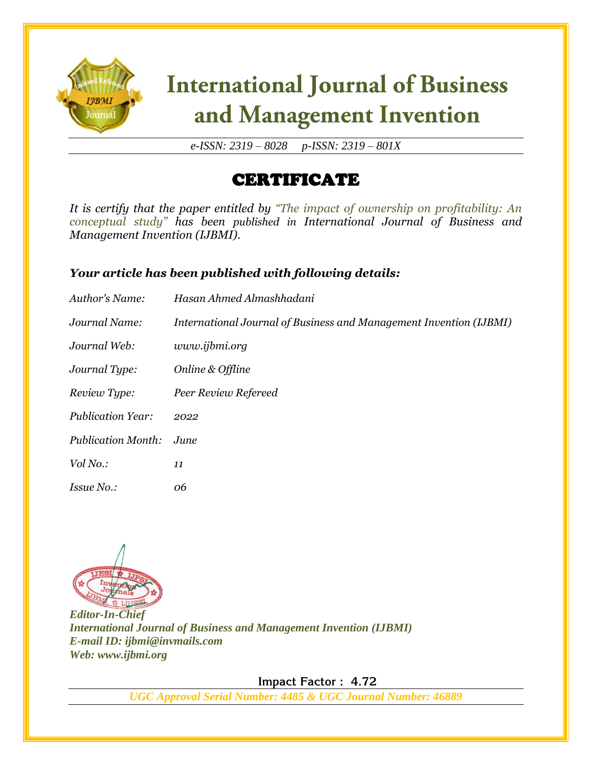# International Journal of Business and Management Invention

*e-ISSN: 2319 – 8028 p-ISSN: 2319 – 801X*

## CERTIFICATE

*It is certify that the paper entitled by "The impact of ownership on profitability: An conceptual study" has been published in International Journal of Business and Management Invention (IJBMI).*

***Your article has been published with following details:***

*Author's Name:* *Hasan Ahmed Almashhadani*

*Journal Name:* *International Journal of Business and Management Invention (IJBMI)*

*Journal Web:* *www.ijbmi.org*

*Journal Type:* *Online & Offline*

*Review Type:* *Peer Review Refereed*

*Publication Year:* *2022*

*Publication Month:* *June*

*Vol No.:* *11*

*Issue No.:* *06*

***Editor-In-Chief***
***International Journal of Business and Management Invention (IJBMI)***
***E-mail ID: ijbmi@invmails.com***
***Web: www.ijbmi.org***

**Impact Factor : 4.72**

***UGC Approval Serial Number: 4485 & UGC Journal Number: 46889***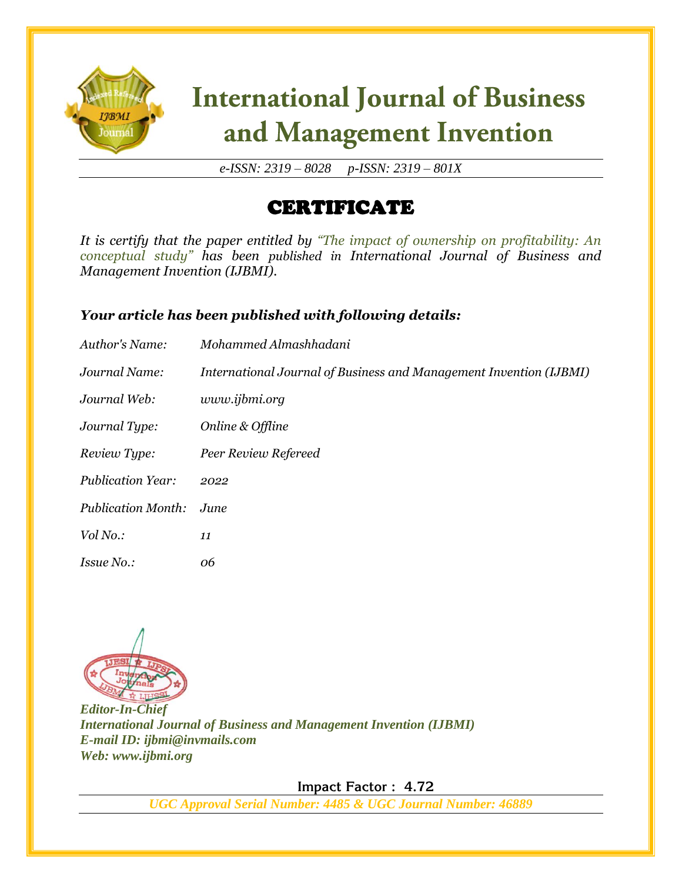# International Journal of Business and Management Invention

*e-ISSN: 2319 – 8028 p-ISSN: 2319 – 801X*

## CERTIFICATE

*It is certify that the paper entitled by "The impact of ownership on profitability: An conceptual study" has been published in International Journal of Business and Management Invention (IJBMI).*

### *Your article has been published with following details:*

| | |
|---|---|
| *Author's Name:* | *Mohammed Almashhadani* |
| *Journal Name:* | *International Journal of Business and Management Invention (IJBMI)* |
| *Journal Web:* | *www.ijbmi.org* |
| *Journal Type:* | *Online & Offline* |
| *Review Type:* | *Peer Review Refereed* |
| *Publication Year:* | *2022* |
| *Publication Month:* | *June* |
| *Vol No.:* | *11* |
| *Issue No.:* | *06* |

***Editor-In-Chief***
***International Journal of Business and Management Invention (IJBMI)***
***E-mail ID: ijbmi@invmails.com***
***Web: www.ijbmi.org***

**Impact Factor : 4.72**

***UGC Approval Serial Number: 4485 & UGC Journal Number: 46889***